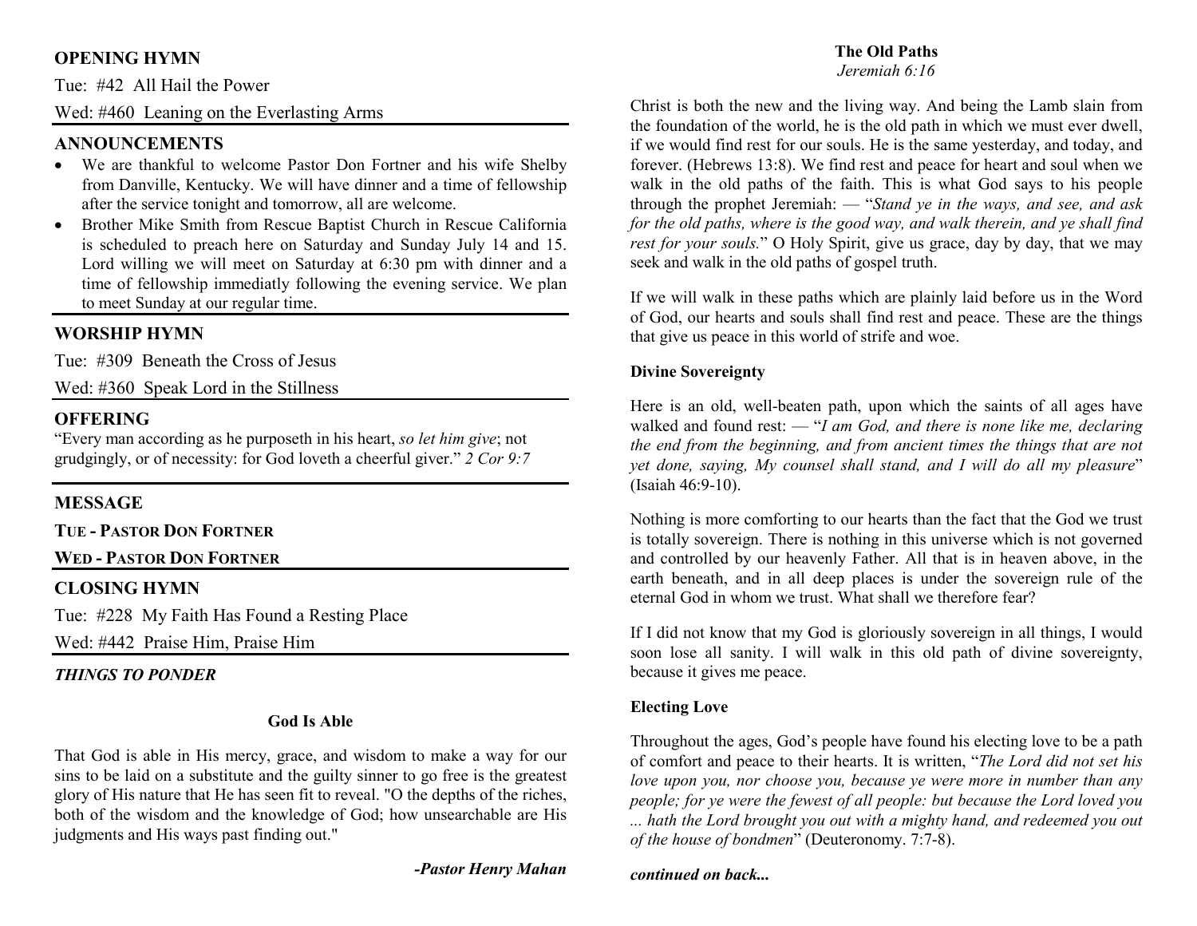## OPENING HYMN

Tue: #42 All Hail the Power

Wed: #460 Leaning on the Everlasting Arms

## ANNOUNCEMENTS

- We are thankful to welcome Pastor Don Fortner and his wife Shelby from Danville, Kentucky. We will have dinner and a time of fellowship after the service tonight and tomorrow, all are welcome.
- Brother Mike Smith from Rescue Baptist Church in Rescue California is scheduled to preach here on Saturday and Sunday July 14 and 15. Lord willing we will meet on Saturday at 6:30 pm with dinner and a time of fellowship immediatly following the evening service. We plan to meet Sunday at our regular time.

## WORSHIP HYMN

Tue: #309 Beneath the Cross of Jesus

Wed: #360 Speak Lord in the Stillness

## OFFERING

"Every man according as he purposeth in his heart, *so let him give*; not grudgingly, or of necessity: for God loveth a cheerful giver." *2 Cor 9:7*

## MESSAGE

**TUE - PASTOR DON FORTNER**

**WED - PASTOR DON FORTNER**

## CLOSING HYMN

Tue: #228 My Faith Has Found a Resting Place

Wed: #442 Praise Him, Praise Him

***THINGS TO PONDER***

### God Is Able

That God is able in His mercy, grace, and wisdom to make a way for our sins to be laid on a substitute and the guilty sinner to go free is the greatest glory of His nature that He has seen fit to reveal. "O the depths of the riches, both of the wisdom and the knowledge of God; how unsearchable are His judgments and His ways past finding out."

***-Pastor Henry Mahan***

### The Old Paths

*Jeremiah 6:16*

Christ is both the new and the living way. And being the Lamb slain from the foundation of the world, he is the old path in which we must ever dwell, if we would find rest for our souls. He is the same yesterday, and today, and forever. (Hebrews 13:8). We find rest and peace for heart and soul when we walk in the old paths of the faith. This is what God says to his people through the prophet Jeremiah: — "*Stand ye in the ways, and see, and ask for the old paths, where is the good way, and walk therein, and ye shall find rest for your souls.*" O Holy Spirit, give us grace, day by day, that we may seek and walk in the old paths of gospel truth.

If we will walk in these paths which are plainly laid before us in the Word of God, our hearts and souls shall find rest and peace. These are the things that give us peace in this world of strife and woe.

**Divine Sovereignty**

Here is an old, well-beaten path, upon which the saints of all ages have walked and found rest: — "*I am God, and there is none like me, declaring the end from the beginning, and from ancient times the things that are not yet done, saying, My counsel shall stand, and I will do all my pleasure*" (Isaiah 46:9-10).

Nothing is more comforting to our hearts than the fact that the God we trust is totally sovereign. There is nothing in this universe which is not governed and controlled by our heavenly Father. All that is in heaven above, in the earth beneath, and in all deep places is under the sovereign rule of the eternal God in whom we trust. What shall we therefore fear?

If I did not know that my God is gloriously sovereign in all things, I would soon lose all sanity. I will walk in this old path of divine sovereignty, because it gives me peace.

**Electing Love**

Throughout the ages, God's people have found his electing love to be a path of comfort and peace to their hearts. It is written, "*The Lord did not set his love upon you, nor choose you, because ye were more in number than any people; for ye were the fewest of all people: but because the Lord loved you ... hath the Lord brought you out with a mighty hand, and redeemed you out of the house of bondmen*" (Deuteronomy. 7:7-8).

***continued on back...***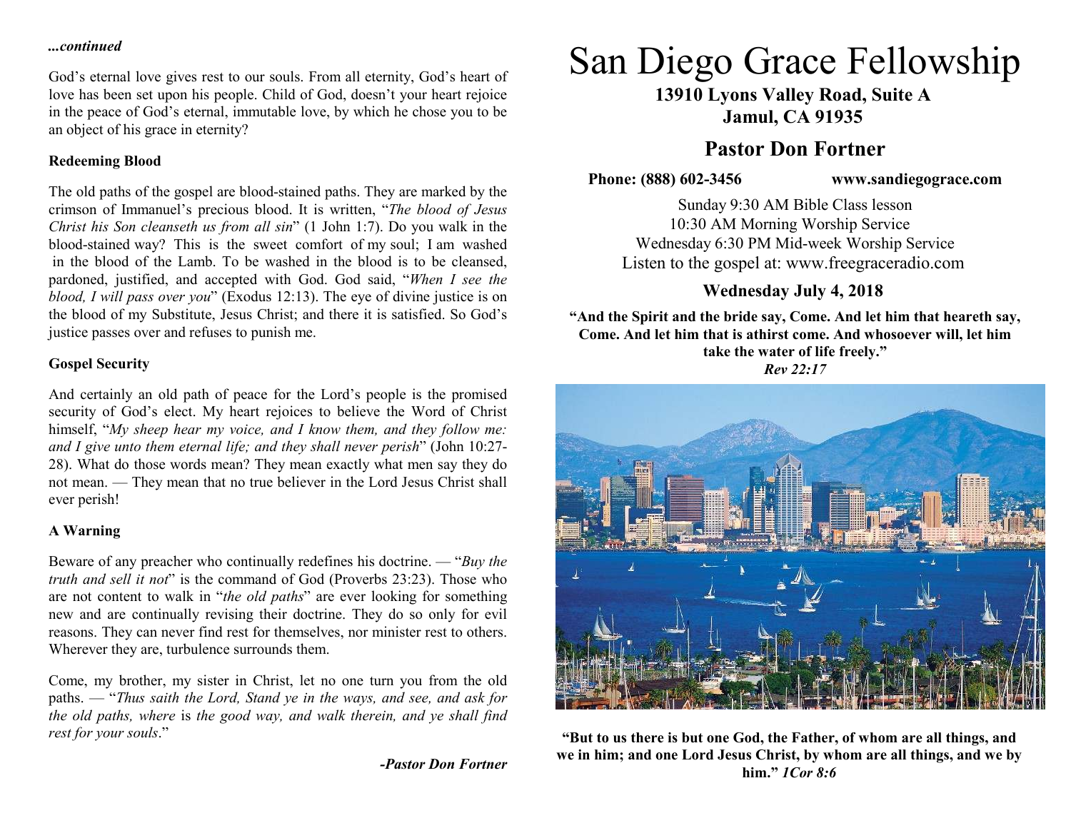*...continued*

God's eternal love gives rest to our souls. From all eternity, God's heart of love has been set upon his people. Child of God, doesn't your heart rejoice in the peace of God's eternal, immutable love, by which he chose you to be an object of his grace in eternity?

**Redeeming Blood**

The old paths of the gospel are blood-stained paths. They are marked by the crimson of Immanuel's precious blood. It is written, "*The blood of Jesus Christ his Son cleanseth us from all sin*" (1 John 1:7). Do you walk in the blood-stained way? This is the sweet comfort of my soul; I am washed in the blood of the Lamb. To be washed in the blood is to be cleansed, pardoned, justified, and accepted with God. God said, "*When I see the blood, I will pass over you*" (Exodus 12:13). The eye of divine justice is on the blood of my Substitute, Jesus Christ; and there it is satisfied. So God's justice passes over and refuses to punish me.

**Gospel Security**

And certainly an old path of peace for the Lord's people is the promised security of God's elect. My heart rejoices to believe the Word of Christ himself, "*My sheep hear my voice, and I know them, and they follow me: and I give unto them eternal life; and they shall never perish*" (John 10:27-28). What do those words mean? They mean exactly what men say they do not mean. — They mean that no true believer in the Lord Jesus Christ shall ever perish!

**A Warning**

Beware of any preacher who continually redefines his doctrine. — "*Buy the truth and sell it not*" is the command of God (Proverbs 23:23). Those who are not content to walk in "*the old paths*" are ever looking for something new and are continually revising their doctrine. They do so only for evil reasons. They can never find rest for themselves, nor minister rest to others. Wherever they are, turbulence surrounds them.

Come, my brother, my sister in Christ, let no one turn you from the old paths. — "*Thus saith the Lord, Stand ye in the ways, and see, and ask for the old paths, where* is *the good way, and walk therein, and ye shall find rest for your souls*."

***-Pastor Don Fortner***

# San Diego Grace Fellowship

**13910 Lyons Valley Road, Suite A**
**Jamul, CA 91935**

## Pastor Don Fortner

**Phone: (888) 602-3456** **www.sandiegograce.com**

Sunday 9:30 AM Bible Class lesson
10:30 AM Morning Worship Service
Wednesday 6:30 PM Mid-week Worship Service
Listen to the gospel at: www.freegraceradio.com

### Wednesday July 4, 2018

**"And the Spirit and the bride say, Come. And let him that heareth say, Come. And let him that is athirst come. And whosoever will, let him take the water of life freely."**
***Rev 22:17***

**"But to us there is but one God, the Father, of whom are all things, and we in him; and one Lord Jesus Christ, by whom are all things, and we by him."** ***1Cor 8:6***